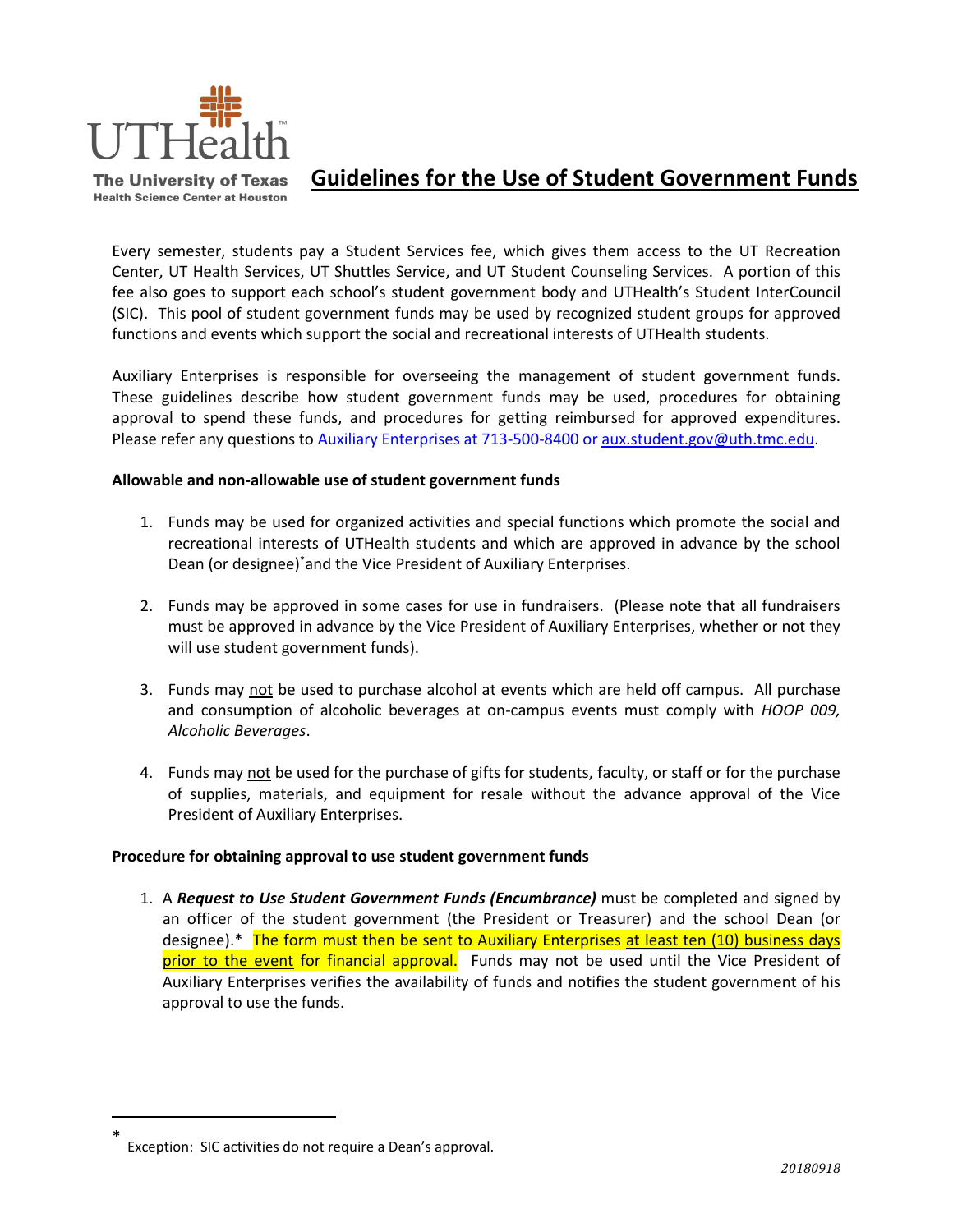The University of Texas
Health Science Center at Houston

# Guidelines for the Use of Student Government Funds

Every semester, students pay a Student Services fee, which gives them access to the UT Recreation Center, UT Health Services, UT Shuttles Service, and UT Student Counseling Services. A portion of this fee also goes to support each school's student government body and UTHealth's Student InterCouncil (SIC). This pool of student government funds may be used by recognized student groups for approved functions and events which support the social and recreational interests of UTHealth students.

Auxiliary Enterprises is responsible for overseeing the management of student government funds. These guidelines describe how student government funds may be used, procedures for obtaining approval to spend these funds, and procedures for getting reimbursed for approved expenditures. Please refer any questions to Auxiliary Enterprises at 713-500-8400 or aux.student.gov@uth.tmc.edu.

**Allowable and non-allowable use of student government funds**

1. Funds may be used for organized activities and special functions which promote the social and recreational interests of UTHealth students and which are approved in advance by the school Dean (or designee)* and the Vice President of Auxiliary Enterprises.

2. Funds may be approved in some cases for use in fundraisers. (Please note that all fundraisers must be approved in advance by the Vice President of Auxiliary Enterprises, whether or not they will use student government funds).

3. Funds may not be used to purchase alcohol at events which are held off campus. All purchase and consumption of alcoholic beverages at on-campus events must comply with *HOOP 009, Alcoholic Beverages*.

4. Funds may not be used for the purchase of gifts for students, faculty, or staff or for the purchase of supplies, materials, and equipment for resale without the advance approval of the Vice President of Auxiliary Enterprises.

**Procedure for obtaining approval to use student government funds**

1. A ***Request to Use Student Government Funds (Encumbrance)*** must be completed and signed by an officer of the student government (the President or Treasurer) and the school Dean (or designee).* The form must then be sent to Auxiliary Enterprises at least ten (10) business days prior to the event for financial approval. Funds may not be used until the Vice President of Auxiliary Enterprises verifies the availability of funds and notifies the student government of his approval to use the funds.

---

* Exception: SIC activities do not require a Dean's approval.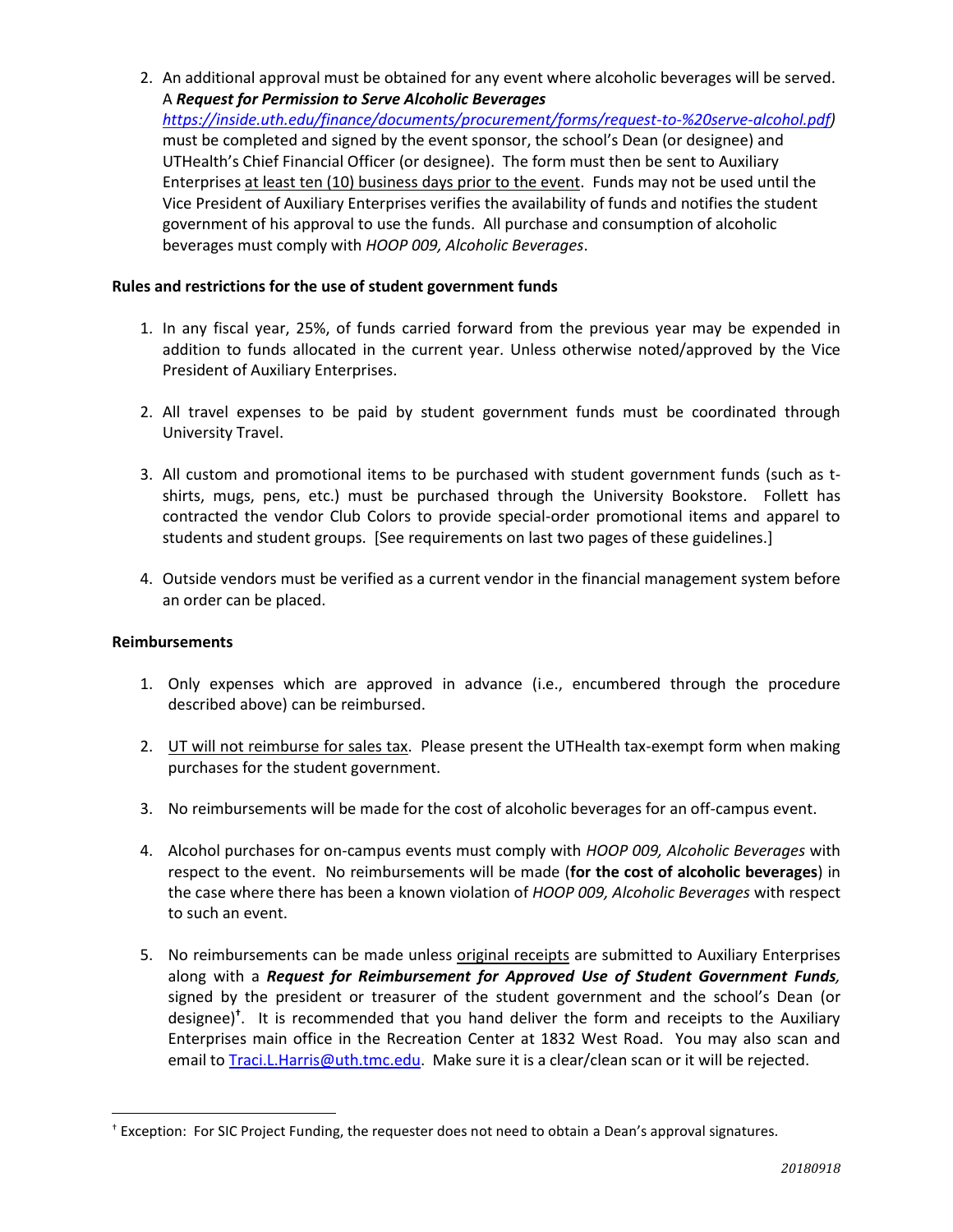2. An additional approval must be obtained for any event where alcoholic beverages will be served. A ***Request for Permission to Serve Alcoholic Beverages*** *(https://inside.uth.edu/finance/documents/procurement/forms/request-to-%20serve-alcohol.pdf)* must be completed and signed by the event sponsor, the school's Dean (or designee) and UTHealth's Chief Financial Officer (or designee). The form must then be sent to Auxiliary Enterprises at least ten (10) business days prior to the event. Funds may not be used until the Vice President of Auxiliary Enterprises verifies the availability of funds and notifies the student government of his approval to use the funds. All purchase and consumption of alcoholic beverages must comply with *HOOP 009, Alcoholic Beverages*.

**Rules and restrictions for the use of student government funds**

1. In any fiscal year, 25%, of funds carried forward from the previous year may be expended in addition to funds allocated in the current year. Unless otherwise noted/approved by the Vice President of Auxiliary Enterprises.

2. All travel expenses to be paid by student government funds must be coordinated through University Travel.

3. All custom and promotional items to be purchased with student government funds (such as t-shirts, mugs, pens, etc.) must be purchased through the University Bookstore. Follett has contracted the vendor Club Colors to provide special-order promotional items and apparel to students and student groups. [See requirements on last two pages of these guidelines.]

4. Outside vendors must be verified as a current vendor in the financial management system before an order can be placed.

**Reimbursements**

1. Only expenses which are approved in advance (i.e., encumbered through the procedure described above) can be reimbursed.

2. UT will not reimburse for sales tax. Please present the UTHealth tax-exempt form when making purchases for the student government.

3. No reimbursements will be made for the cost of alcoholic beverages for an off-campus event.

4. Alcohol purchases for on-campus events must comply with *HOOP 009, Alcoholic Beverages* with respect to the event. No reimbursements will be made (**for the cost of alcoholic beverages**) in the case where there has been a known violation of *HOOP 009, Alcoholic Beverages* with respect to such an event.

5. No reimbursements can be made unless original receipts are submitted to Auxiliary Enterprises along with a ***Request for Reimbursement for Approved Use of Student Government Funds,*** signed by the president or treasurer of the student government and the school's Dean (or designee)[†]. It is recommended that you hand deliver the form and receipts to the Auxiliary Enterprises main office in the Recreation Center at 1832 West Road. You may also scan and email to Traci.L.Harris@uth.tmc.edu. Make sure it is a clear/clean scan or it will be rejected.

[†] Exception: For SIC Project Funding, the requester does not need to obtain a Dean's approval signatures.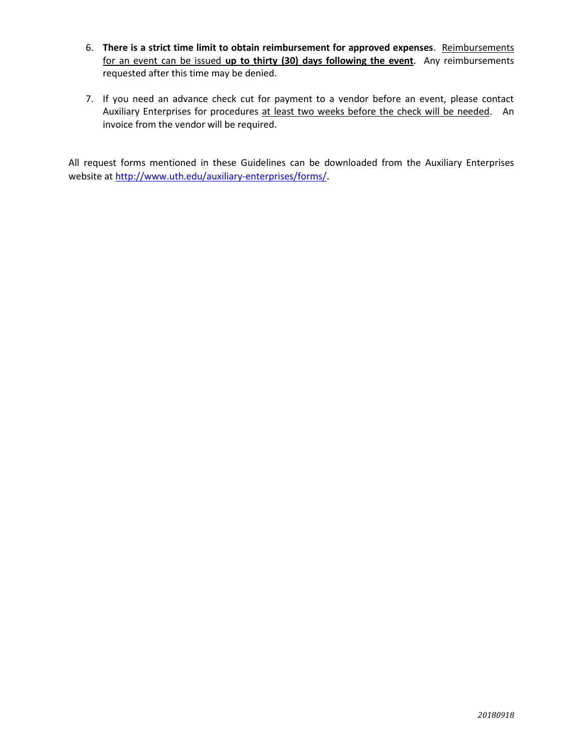6. **There is a strict time limit to obtain reimbursement for approved expenses**. Reimbursements for an event can be issued **up to thirty (30) days following the event**. Any reimbursements requested after this time may be denied.

7. If you need an advance check cut for payment to a vendor before an event, please contact Auxiliary Enterprises for procedures at least two weeks before the check will be needed. An invoice from the vendor will be required.

All request forms mentioned in these Guidelines can be downloaded from the Auxiliary Enterprises website at http://www.uth.edu/auxiliary-enterprises/forms/.

*20180918*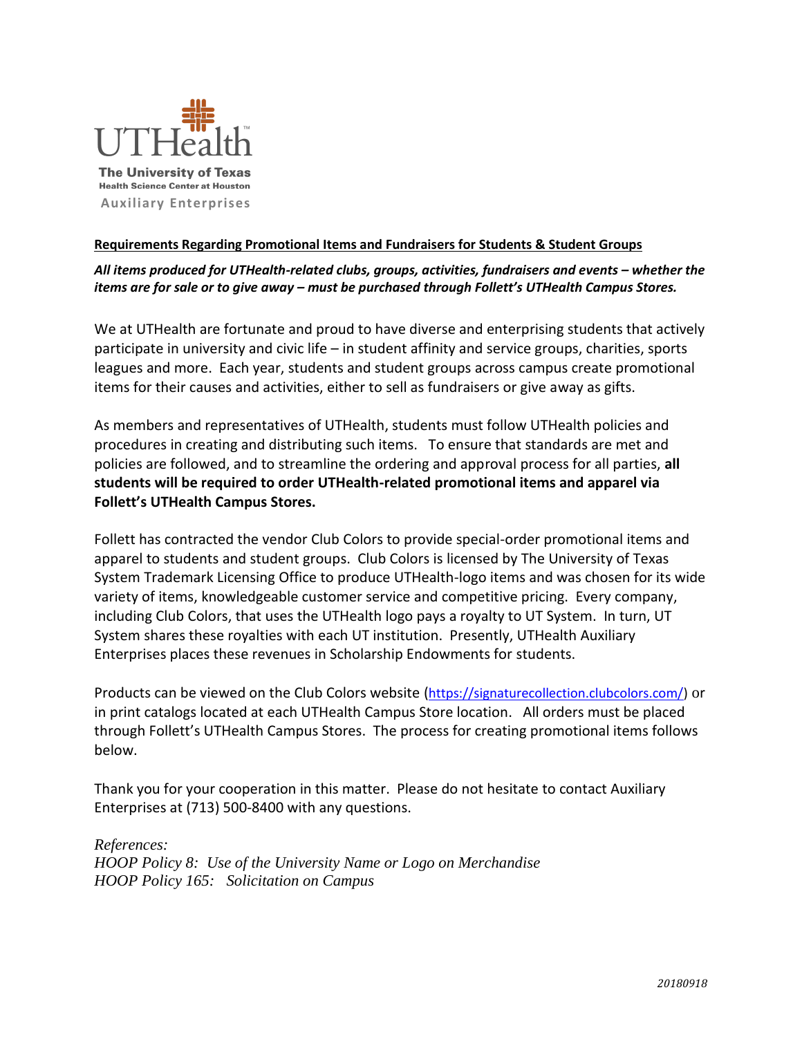UTHealth

**The University of Texas**
**Health Science Center at Houston**
**Auxiliary Enterprises**

## Requirements Regarding Promotional Items and Fundraisers for Students & Student Groups

***All items produced for UTHealth-related clubs, groups, activities, fundraisers and events – whether the items are for sale or to give away – must be purchased through Follett's UTHealth Campus Stores.***

We at UTHealth are fortunate and proud to have diverse and enterprising students that actively participate in university and civic life – in student affinity and service groups, charities, sports leagues and more. Each year, students and student groups across campus create promotional items for their causes and activities, either to sell as fundraisers or give away as gifts.

As members and representatives of UTHealth, students must follow UTHealth policies and procedures in creating and distributing such items. To ensure that standards are met and policies are followed, and to streamline the ordering and approval process for all parties, **all students will be required to order UTHealth-related promotional items and apparel via Follett's UTHealth Campus Stores.**

Follett has contracted the vendor Club Colors to provide special-order promotional items and apparel to students and student groups. Club Colors is licensed by The University of Texas System Trademark Licensing Office to produce UTHealth-logo items and was chosen for its wide variety of items, knowledgeable customer service and competitive pricing. Every company, including Club Colors, that uses the UTHealth logo pays a royalty to UT System. In turn, UT System shares these royalties with each UT institution. Presently, UTHealth Auxiliary Enterprises places these revenues in Scholarship Endowments for students.

Products can be viewed on the Club Colors website (https://signaturecollection.clubcolors.com/) or in print catalogs located at each UTHealth Campus Store location. All orders must be placed through Follett's UTHealth Campus Stores. The process for creating promotional items follows below.

Thank you for your cooperation in this matter. Please do not hesitate to contact Auxiliary Enterprises at (713) 500-8400 with any questions.

*References:*
*HOOP Policy 8: Use of the University Name or Logo on Merchandise*
*HOOP Policy 165: Solicitation on Campus*

*20180918*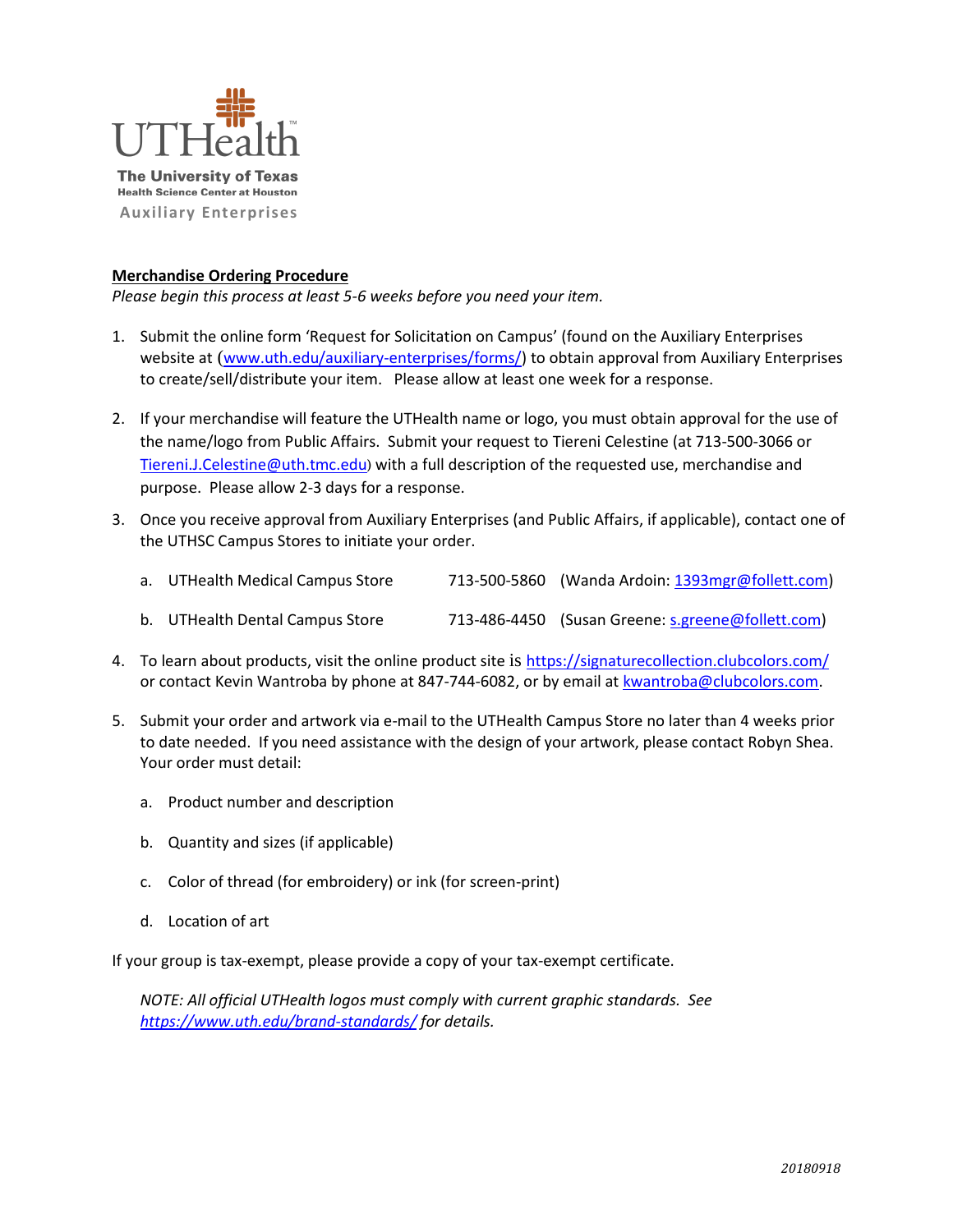UTHealth

The University of Texas
Health Science Center at Houston
Auxiliary Enterprises

**Merchandise Ordering Procedure**

*Please begin this process at least 5-6 weeks before you need your item.*

1. Submit the online form 'Request for Solicitation on Campus' (found on the Auxiliary Enterprises website at (www.uth.edu/auxiliary-enterprises/forms/) to obtain approval from Auxiliary Enterprises to create/sell/distribute your item. Please allow at least one week for a response.

2. If your merchandise will feature the UTHealth name or logo, you must obtain approval for the use of the name/logo from Public Affairs. Submit your request to Tiereni Celestine (at 713-500-3066 or Tiereni.J.Celestine@uth.tmc.edu) with a full description of the requested use, merchandise and purpose. Please allow 2-3 days for a response.

3. Once you receive approval from Auxiliary Enterprises (and Public Affairs, if applicable), contact one of the UTHSC Campus Stores to initiate your order.

   a. UTHealth Medical Campus Store 713-500-5860 (Wanda Ardoin: 1393mgr@follett.com)

   b. UTHealth Dental Campus Store 713-486-4450 (Susan Greene: s.greene@follett.com)

4. To learn about products, visit the online product site is https://signaturecollection.clubcolors.com/ or contact Kevin Wantroba by phone at 847-744-6082, or by email at kwantroba@clubcolors.com.

5. Submit your order and artwork via e-mail to the UTHealth Campus Store no later than 4 weeks prior to date needed. If you need assistance with the design of your artwork, please contact Robyn Shea. Your order must detail:

   a. Product number and description

   b. Quantity and sizes (if applicable)

   c. Color of thread (for embroidery) or ink (for screen-print)

   d. Location of art

If your group is tax-exempt, please provide a copy of your tax-exempt certificate.

*NOTE: All official UTHealth logos must comply with current graphic standards. See https://www.uth.edu/brand-standards/ for details.*

*20180918*